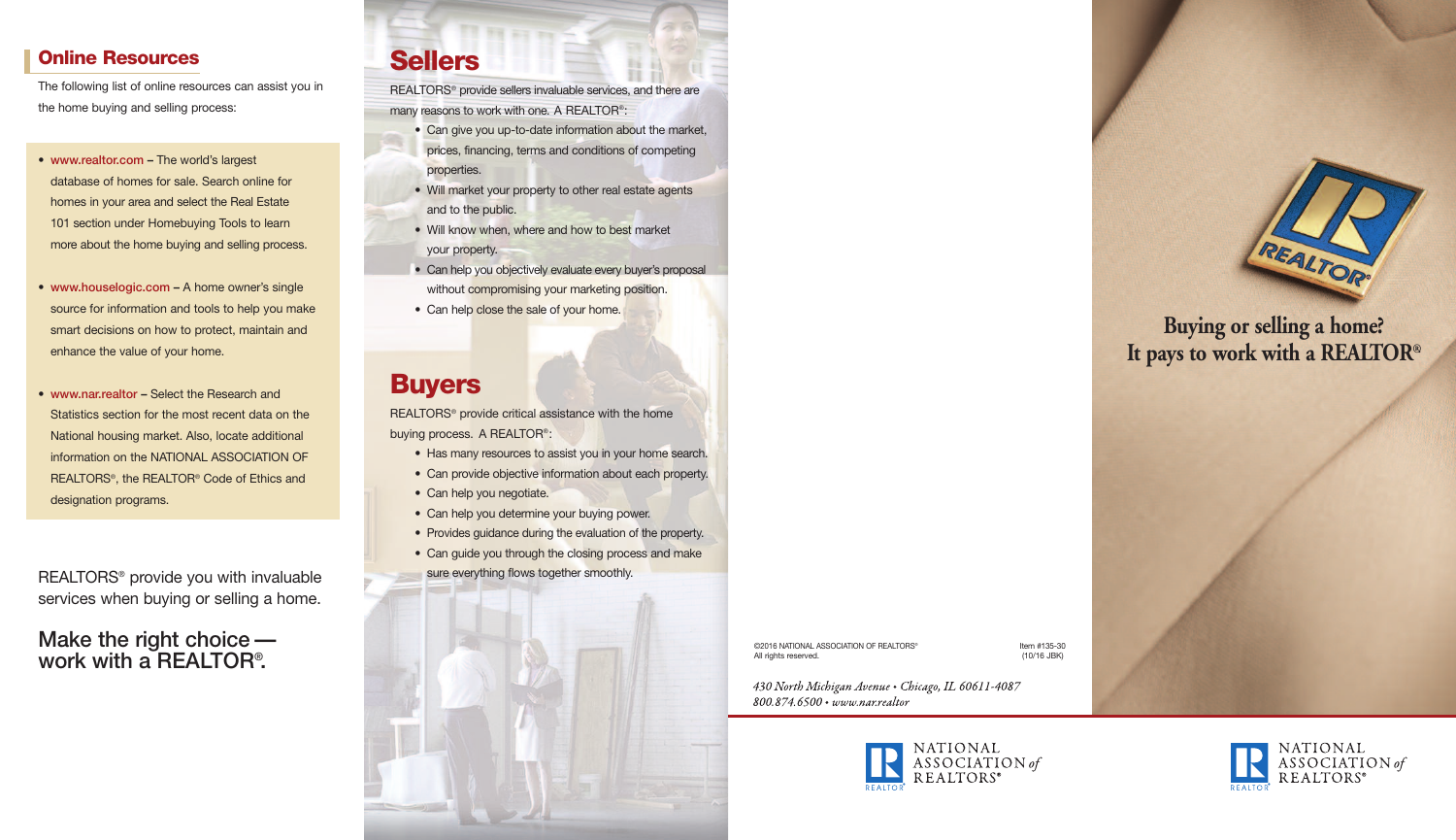## Online Resources

The following list of online resources can assist you in the home buying and selling process:

- **www.realtor.com** – The world's largest database of homes for sale. Search online for homes in your area and select the Real Estate 101 section under Homebuying Tools to learn more about the home buying and selling process.
- **www.houselogic.com** – A home owner's single source for information and tools to help you make smart decisions on how to protect, maintain and enhance the value of your home.
- **www.nar.realtor** – Select the Research and Statistics section for the most recent data on the National housing market. Also, locate additional information on the NATIONAL ASSOCIATION OF REALTORS®, the REALTOR® Code of Ethics and designation programs.

REALTORS® provide you with invaluable services when buying or selling a home.

**Make the right choice — work with a REALTOR®.**

## Sellers

REALTORS® provide sellers invaluable services, and there are many reasons to work with one. A REALTOR®:

- Can give you up-to-date information about the market, prices, financing, terms and conditions of competing properties.
- Will market your property to other real estate agents and to the public.
- Will know when, where and how to best market your property.
- Can help you objectively evaluate every buyer's proposal without compromising your marketing position.
- Can help close the sale of your home.

## Buyers

REALTORS® provide critical assistance with the home buying process. A REALTOR®:

- Has many resources to assist you in your home search.
- Can provide objective information about each property.
- Can help you negotiate.
- Can help you determine your buying power.
- Provides guidance during the evaluation of the property.
- Can guide you through the closing process and make sure everything flows together smoothly.

©2016 NATIONAL ASSOCIATION OF REALTORS®
All rights reserved.

Item #135-30
(10/16 JBK)

*430 North Michigan Avenue • Chicago, IL 60611-4087*
*800.874.6500 • www.nar.realtor*

NATIONAL ASSOCIATION *of* REALTORS®

# Buying or selling a home? It pays to work with a REALTOR®

NATIONAL ASSOCIATION *of* REALTORS®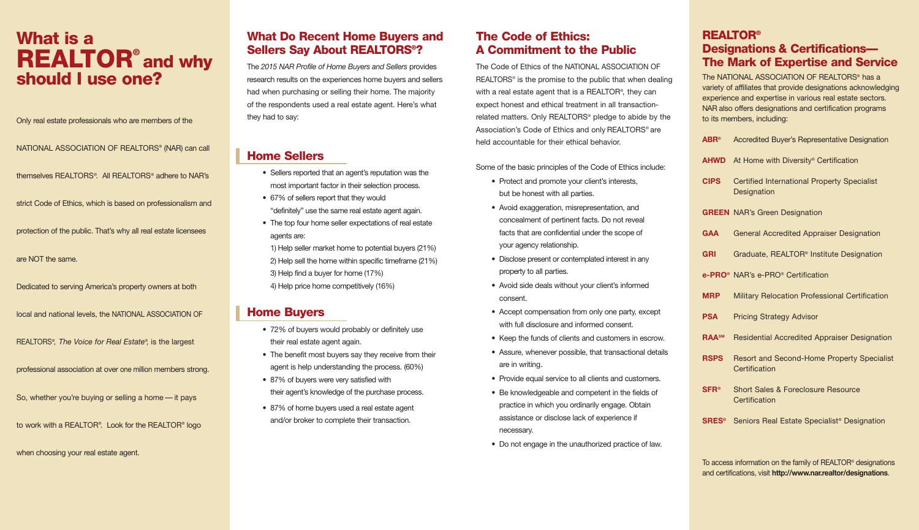# What is a REALTOR® and why should I use one?

Only real estate professionals who are members of the NATIONAL ASSOCIATION OF REALTORS® (NAR) can call themselves REALTORS®. All REALTORS® adhere to NAR's strict Code of Ethics, which is based on professionalism and protection of the public. That's why all real estate licensees are NOT the same.

Dedicated to serving America's property owners at both local and national levels, the NATIONAL ASSOCIATION OF REALTORS®, *The Voice for Real Estate®*, is the largest professional association at over one million members strong.

So, whether you're buying or selling a home — it pays to work with a REALTOR®. Look for the REALTOR® logo when choosing your real estate agent.

## What Do Recent Home Buyers and Sellers Say About REALTORS®?

The *2015 NAR Profile of Home Buyers and Sellers* provides research results on the experiences home buyers and sellers had when purchasing or selling their home. The majority of the respondents used a real estate agent. Here's what they had to say:

### Home Sellers

- Sellers reported that an agent's reputation was the most important factor in their selection process.
- 67% of sellers report that they would "definitely" use the same real estate agent again.
- The top four home seller expectations of real estate agents are:
  1) Help seller market home to potential buyers (21%)
  2) Help sell the home within specific timeframe (21%)
  3) Help find a buyer for home (17%)
  4) Help price home competitively (16%)

### Home Buyers

- 72% of buyers would probably or definitely use their real estate agent again.
- The benefit most buyers say they receive from their agent is help understanding the process. (60%)
- 87% of buyers were very satisfied with their agent's knowledge of the purchase process.
- 87% of home buyers used a real estate agent and/or broker to complete their transaction.

## The Code of Ethics: A Commitment to the Public

The Code of Ethics of the NATIONAL ASSOCIATION OF REALTORS® is the promise to the public that when dealing with a real estate agent that is a REALTOR®, they can expect honest and ethical treatment in all transaction-related matters. Only REALTORS® pledge to abide by the Association's Code of Ethics and only REALTORS® are held accountable for their ethical behavior.

Some of the basic principles of the Code of Ethics include:

- Protect and promote your client's interests, but be honest with all parties.
- Avoid exaggeration, misrepresentation, and concealment of pertinent facts. Do not reveal facts that are confidential under the scope of your agency relationship.
- Disclose present or contemplated interest in any property to all parties.
- Avoid side deals without your client's informed consent.
- Accept compensation from only one party, except with full disclosure and informed consent.
- Keep the funds of clients and customers in escrow.
- Assure, whenever possible, that transactional details are in writing.
- Provide equal service to all clients and customers.
- Be knowledgeable and competent in the fields of practice in which you ordinarily engage. Obtain assistance or disclose lack of experience if necessary.
- Do not engage in the unauthorized practice of law.

## REALTOR® Designations & Certifications— The Mark of Expertise and Service

The NATIONAL ASSOCIATION OF REALTORS® has a variety of affiliates that provide designations acknowledging experience and expertise in various real estate sectors. NAR also offers designations and certification programs to its members, including:

| | |
|---|---|
| **ABR®** | Accredited Buyer's Representative Designation |
| **AHWD** | At Home with Diversity® Certification |
| **CIPS** | Certified International Property Specialist Designation |
| **GREEN** | NAR's Green Designation |
| **GAA** | General Accredited Appraiser Designation |
| **GRI** | Graduate, REALTOR® Institute Designation |
| **e-PRO®** | NAR's e-PRO® Certification |
| **MRP** | Military Relocation Professional Certification |
| **PSA** | Pricing Strategy Advisor |
| **RAA℠** | Residential Accredited Appraiser Designation |
| **RSPS** | Resort and Second-Home Property Specialist Certification |
| **SFR®** | Short Sales & Foreclosure Resource Certification |
| **SRES®** | Seniors Real Estate Specialist® Designation |

To access information on the family of REALTOR® designations and certifications, visit **http://www.nar.realtor/designations**.